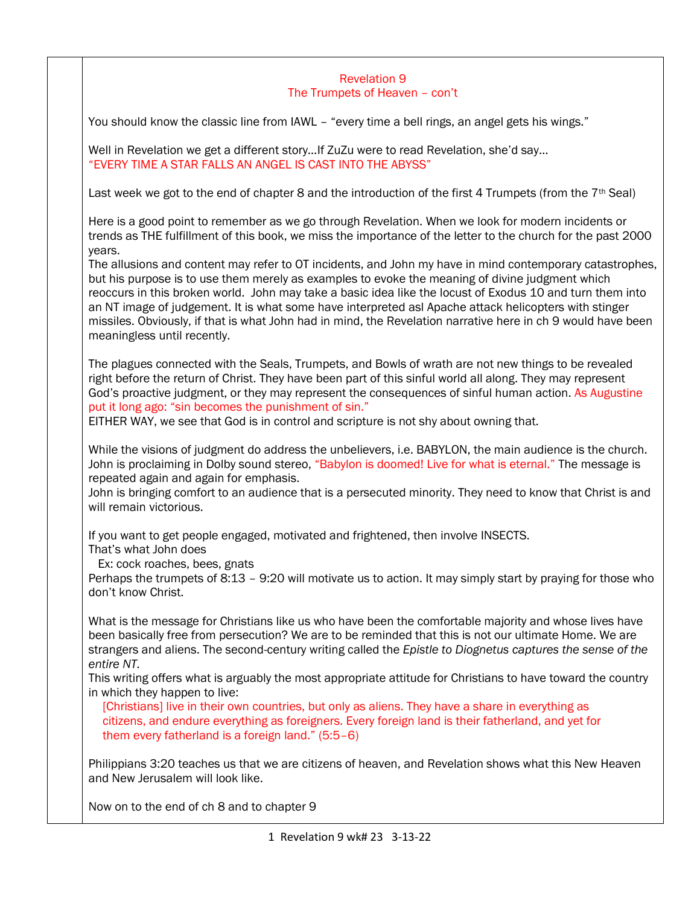## Revelation 9
## The Trumpets of Heaven – con't

You should know the classic line from IAWL – "every time a bell rings, an angel gets his wings."

Well in Revelation we get a different story…If ZuZu were to read Revelation, she'd say…
"EVERY TIME A STAR FALLS AN ANGEL IS CAST INTO THE ABYSS"

Last week we got to the end of chapter 8 and the introduction of the first 4 Trumpets (from the 7th Seal)

Here is a good point to remember as we go through Revelation. When we look for modern incidents or trends as THE fulfillment of this book, we miss the importance of the letter to the church for the past 2000 years.
The allusions and content may refer to OT incidents, and John my have in mind contemporary catastrophes, but his purpose is to use them merely as examples to evoke the meaning of divine judgment which reoccurs in this broken world. John may take a basic idea like the locust of Exodus 10 and turn them into an NT image of judgement. It is what some have interpreted asl Apache attack helicopters with stinger missiles. Obviously, if that is what John had in mind, the Revelation narrative here in ch 9 would have been meaningless until recently.

The plagues connected with the Seals, Trumpets, and Bowls of wrath are not new things to be revealed right before the return of Christ. They have been part of this sinful world all along. They may represent God's proactive judgment, or they may represent the consequences of sinful human action. As Augustine put it long ago: "sin becomes the punishment of sin."
EITHER WAY, we see that God is in control and scripture is not shy about owning that.

While the visions of judgment do address the unbelievers, i.e. BABYLON, the main audience is the church. John is proclaiming in Dolby sound stereo, "Babylon is doomed! Live for what is eternal." The message is repeated again and again for emphasis.
John is bringing comfort to an audience that is a persecuted minority. They need to know that Christ is and will remain victorious.

If you want to get people engaged, motivated and frightened, then involve INSECTS.
That's what John does
Ex: cock roaches, bees, gnats
Perhaps the trumpets of 8:13 – 9:20 will motivate us to action. It may simply start by praying for those who don't know Christ.

What is the message for Christians like us who have been the comfortable majority and whose lives have been basically free from persecution? We are to be reminded that this is not our ultimate Home. We are strangers and aliens. The second-century writing called the *Epistle to Diognetus captures the sense of the entire NT.*
This writing offers what is arguably the most appropriate attitude for Christians to have toward the country in which they happen to live:

> [Christians] live in their own countries, but only as aliens. They have a share in everything as citizens, and endure everything as foreigners. Every foreign land is their fatherland, and yet for them every fatherland is a foreign land." (5:5–6)

Philippians 3:20 teaches us that we are citizens of heaven, and Revelation shows what this New Heaven and New Jerusalem will look like.

Now on to the end of ch 8 and to chapter 9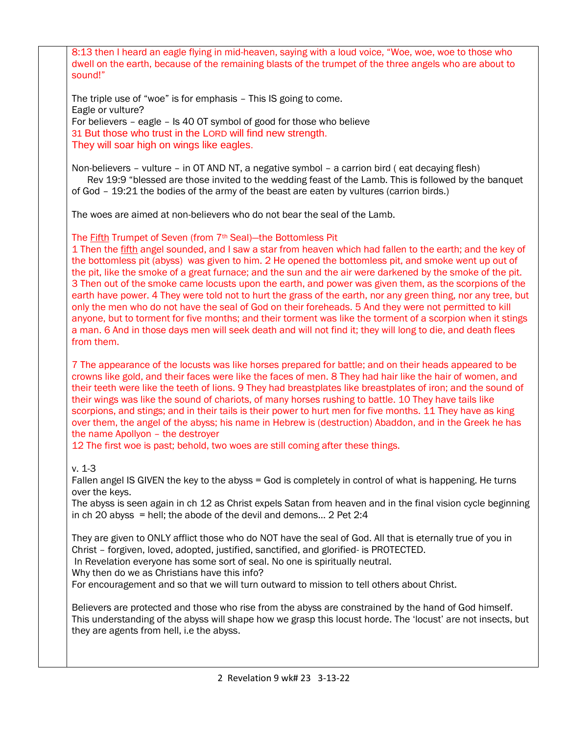8:13 then I heard an eagle flying in mid-heaven, saying with a loud voice, "Woe, woe, woe to those who dwell on the earth, because of the remaining blasts of the trumpet of the three angels who are about to sound!"

The triple use of "woe" is for emphasis – This IS going to come.
Eagle or vulture?
For believers – eagle – Is 40 OT symbol of good for those who believe
31 But those who trust in the LORD will find new strength.
They will soar high on wings like eagles.

Non-believers – vulture – in OT AND NT, a negative symbol – a carrion bird ( eat decaying flesh)
Rev 19:9 "blessed are those invited to the wedding feast of the Lamb. This is followed by the banquet of God – 19:21 the bodies of the army of the beast are eaten by vultures (carrion birds.)

The woes are aimed at non-believers who do not bear the seal of the Lamb.

The Fifth Trumpet of Seven (from 7th Seal)—the Bottomless Pit
1 Then the fifth angel sounded, and I saw a star from heaven which had fallen to the earth; and the key of the bottomless pit (abyss) was given to him. 2 He opened the bottomless pit, and smoke went up out of the pit, like the smoke of a great furnace; and the sun and the air were darkened by the smoke of the pit. 3 Then out of the smoke came locusts upon the earth, and power was given them, as the scorpions of the earth have power. 4 They were told not to hurt the grass of the earth, nor any green thing, nor any tree, but only the men who do not have the seal of God on their foreheads. 5 And they were not permitted to kill anyone, but to torment for five months; and their torment was like the torment of a scorpion when it stings a man. 6 And in those days men will seek death and will not find it; they will long to die, and death flees from them.

7 The appearance of the locusts was like horses prepared for battle; and on their heads appeared to be crowns like gold, and their faces were like the faces of men. 8 They had hair like the hair of women, and their teeth were like the teeth of lions. 9 They had breastplates like breastplates of iron; and the sound of their wings was like the sound of chariots, of many horses rushing to battle. 10 They have tails like scorpions, and stings; and in their tails is their power to hurt men for five months. 11 They have as king over them, the angel of the abyss; his name in Hebrew is (destruction) Abaddon, and in the Greek he has the name Apollyon – the destroyer
12 The first woe is past; behold, two woes are still coming after these things.

v. 1-3
Fallen angel IS GIVEN the key to the abyss = God is completely in control of what is happening. He turns over the keys.
The abyss is seen again in ch 12 as Christ expels Satan from heaven and in the final vision cycle beginning in ch 20 abyss = hell; the abode of the devil and demons… 2 Pet 2:4

They are given to ONLY afflict those who do NOT have the seal of God. All that is eternally true of you in Christ – forgiven, loved, adopted, justified, sanctified, and glorified- is PROTECTED.
In Revelation everyone has some sort of seal. No one is spiritually neutral.
Why then do we as Christians have this info?
For encouragement and so that we will turn outward to mission to tell others about Christ.

Believers are protected and those who rise from the abyss are constrained by the hand of God himself. This understanding of the abyss will shape how we grasp this locust horde. The 'locust' are not insects, but they are agents from hell, i.e the abyss.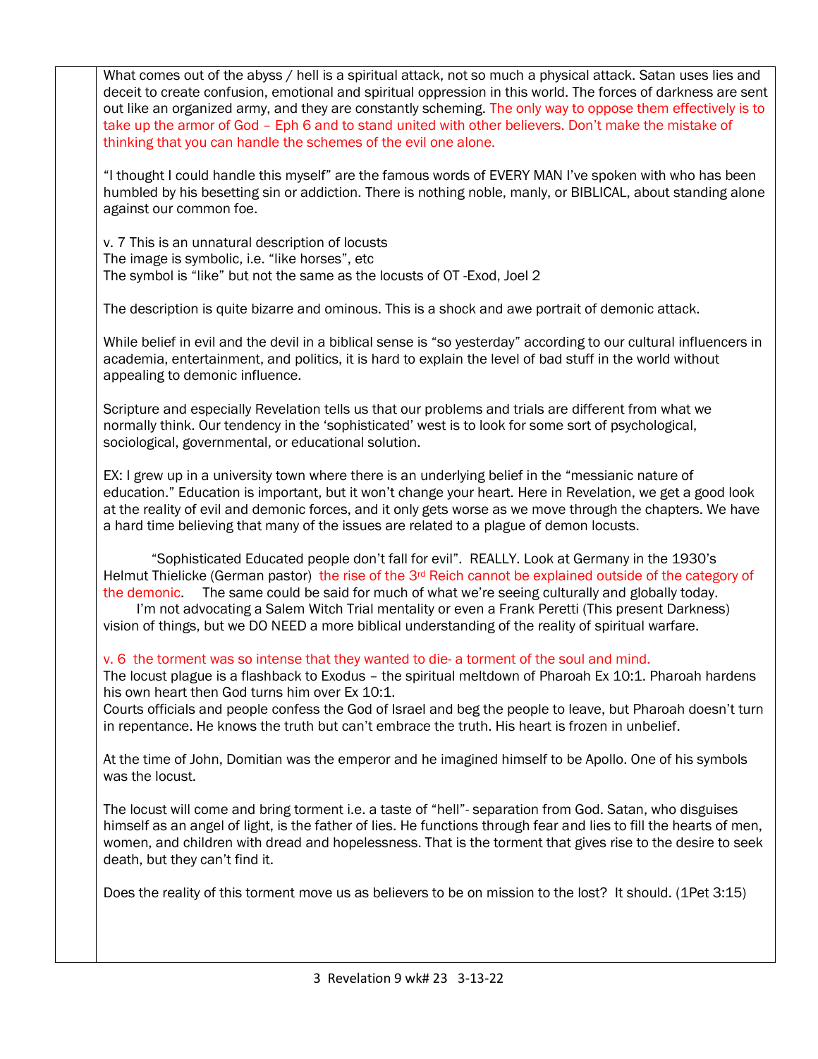What comes out of the abyss / hell is a spiritual attack, not so much a physical attack. Satan uses lies and deceit to create confusion, emotional and spiritual oppression in this world. The forces of darkness are sent out like an organized army, and they are constantly scheming. The only way to oppose them effectively is to take up the armor of God – Eph 6 and to stand united with other believers. Don't make the mistake of thinking that you can handle the schemes of the evil one alone.

"I thought I could handle this myself" are the famous words of EVERY MAN I've spoken with who has been humbled by his besetting sin or addiction. There is nothing noble, manly, or BIBLICAL, about standing alone against our common foe.

v. 7 This is an unnatural description of locusts
The image is symbolic, i.e. "like horses", etc
The symbol is "like" but not the same as the locusts of OT -Exod, Joel 2

The description is quite bizarre and ominous. This is a shock and awe portrait of demonic attack.

While belief in evil and the devil in a biblical sense is "so yesterday" according to our cultural influencers in academia, entertainment, and politics, it is hard to explain the level of bad stuff in the world without appealing to demonic influence.

Scripture and especially Revelation tells us that our problems and trials are different from what we normally think. Our tendency in the 'sophisticated' west is to look for some sort of psychological, sociological, governmental, or educational solution.

EX: I grew up in a university town where there is an underlying belief in the "messianic nature of education." Education is important, but it won't change your heart. Here in Revelation, we get a good look at the reality of evil and demonic forces, and it only gets worse as we move through the chapters. We have a hard time believing that many of the issues are related to a plague of demon locusts.

"Sophisticated Educated people don't fall for evil". REALLY. Look at Germany in the 1930's Helmut Thielicke (German pastor) the rise of the 3rd Reich cannot be explained outside of the category of the demonic. The same could be said for much of what we're seeing culturally and globally today.
I'm not advocating a Salem Witch Trial mentality or even a Frank Peretti (This present Darkness) vision of things, but we DO NEED a more biblical understanding of the reality of spiritual warfare.

v. 6 the torment was so intense that they wanted to die- a torment of the soul and mind.
The locust plague is a flashback to Exodus – the spiritual meltdown of Pharoah Ex 10:1. Pharoah hardens his own heart then God turns him over Ex 10:1.
Courts officials and people confess the God of Israel and beg the people to leave, but Pharoah doesn't turn in repentance. He knows the truth but can't embrace the truth. His heart is frozen in unbelief.

At the time of John, Domitian was the emperor and he imagined himself to be Apollo. One of his symbols was the locust.

The locust will come and bring torment i.e. a taste of "hell"- separation from God. Satan, who disguises himself as an angel of light, is the father of lies. He functions through fear and lies to fill the hearts of men, women, and children with dread and hopelessness. That is the torment that gives rise to the desire to seek death, but they can't find it.

Does the reality of this torment move us as believers to be on mission to the lost? It should. (1Pet 3:15)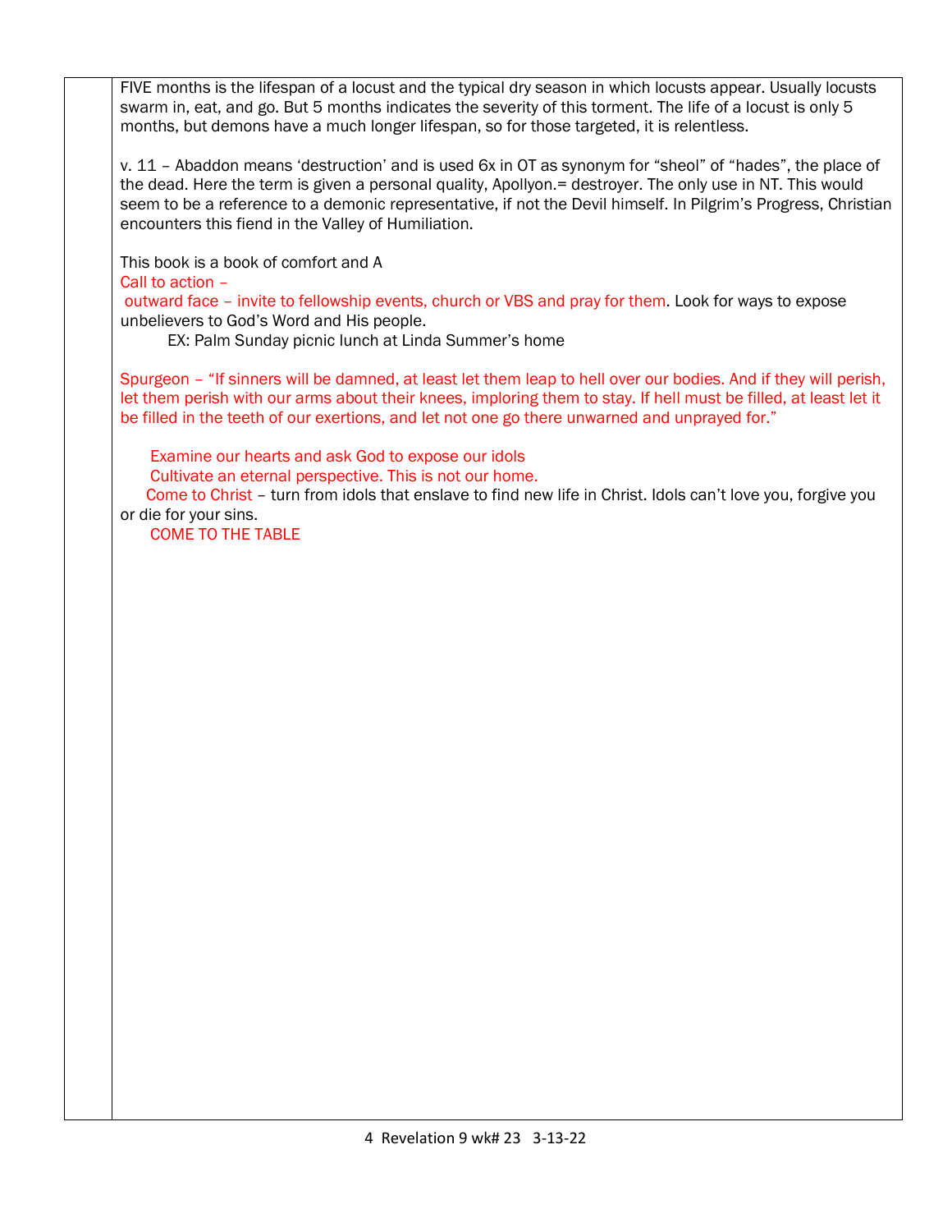FIVE months is the lifespan of a locust and the typical dry season in which locusts appear. Usually locusts swarm in, eat, and go. But 5 months indicates the severity of this torment. The life of a locust is only 5 months, but demons have a much longer lifespan, so for those targeted, it is relentless.

v. 11 – Abaddon means 'destruction' and is used 6x in OT as synonym for "sheol" of "hades", the place of the dead. Here the term is given a personal quality, Apollyon.= destroyer. The only use in NT. This would seem to be a reference to a demonic representative, if not the Devil himself. In Pilgrim's Progress, Christian encounters this fiend in the Valley of Humiliation.

This book is a book of comfort and A

Call to action –

outward face – invite to fellowship events, church or VBS and pray for them. Look for ways to expose unbelievers to God's Word and His people.

EX: Palm Sunday picnic lunch at Linda Summer's home

Spurgeon – "If sinners will be damned, at least let them leap to hell over our bodies. And if they will perish, let them perish with our arms about their knees, imploring them to stay. If hell must be filled, at least let it be filled in the teeth of our exertions, and let not one go there unwarned and unprayed for."

Examine our hearts and ask God to expose our idols

Cultivate an eternal perspective. This is not our home.

Come to Christ – turn from idols that enslave to find new life in Christ. Idols can't love you, forgive you or die for your sins.

COME TO THE TABLE